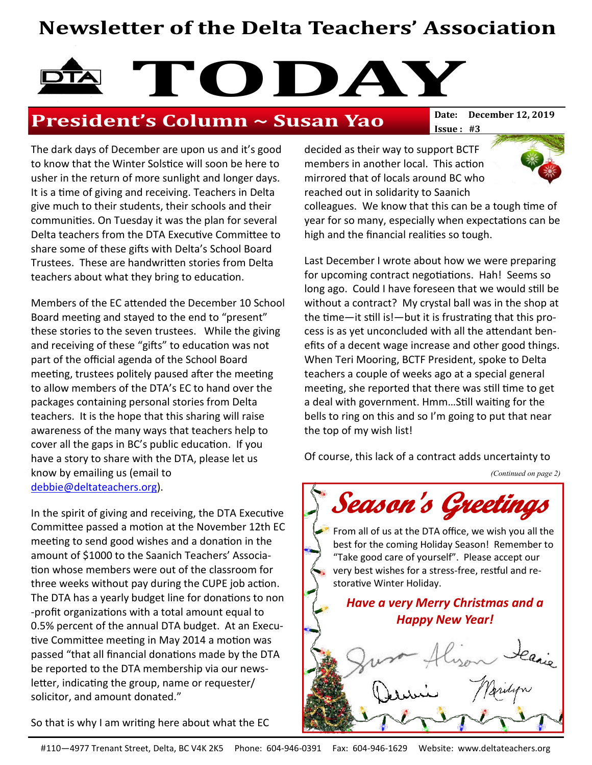# Newsletter of the Delta Teachers' Association

# TODAY

**Date: December 12, 2019**
**Issue : #3**

## President's Column ~ Susan Yao

The dark days of December are upon us and it's good to know that the Winter Solstice will soon be here to usher in the return of more sunlight and longer days. It is a time of giving and receiving. Teachers in Delta give much to their students, their schools and their communities. On Tuesday it was the plan for several Delta teachers from the DTA Executive Committee to share some of these gifts with Delta's School Board Trustees. These are handwritten stories from Delta teachers about what they bring to education.

Members of the EC attended the December 10 School Board meeting and stayed to the end to "present" these stories to the seven trustees. While the giving and receiving of these "gifts" to education was not part of the official agenda of the School Board meeting, trustees politely paused after the meeting to allow members of the DTA's EC to hand over the packages containing personal stories from Delta teachers. It is the hope that this sharing will raise awareness of the many ways that teachers help to cover all the gaps in BC's public education. If you have a story to share with the DTA, please let us know by emailing us (email to debbie@deltateachers.org).

In the spirit of giving and receiving, the DTA Executive Committee passed a motion at the November 12th EC meeting to send good wishes and a donation in the amount of $1000 to the Saanich Teachers' Association whose members were out of the classroom for three weeks without pay during the CUPE job action. The DTA has a yearly budget line for donations to non-profit organizations with a total amount equal to 0.5% percent of the annual DTA budget. At an Executive Committee meeting in May 2014 a motion was passed "that all financial donations made by the DTA be reported to the DTA membership via our newsletter, indicating the group, name or requester/solicitor, and amount donated."

So that is why I am writing here about what the EC decided as their way to support BCTF members in another local. This action mirrored that of locals around BC who reached out in solidarity to Saanich colleagues. We know that this can be a tough time of year for so many, especially when expectations can be high and the financial realities so tough.

Last December I wrote about how we were preparing for upcoming contract negotiations. Hah! Seems so long ago. Could I have foreseen that we would still be without a contract? My crystal ball was in the shop at the time—it still is!—but it is frustrating that this process is as yet unconcluded with all the attendant benefits of a decent wage increase and other good things. When Teri Mooring, BCTF President, spoke to Delta teachers a couple of weeks ago at a special general meeting, she reported that there was still time to get a deal with government. Hmm…Still waiting for the bells to ring on this and so I'm going to put that near the top of my wish list!

Of course, this lack of a contract adds uncertainty to

*(Continued on page 2)*

## *Season's Greetings*

From all of us at the DTA office, we wish you all the best for the coming Holiday Season! Remember to "Take good care of yourself". Please accept our very best wishes for a stress-free, restful and restorative Winter Holiday.

***Have a very Merry Christmas and a Happy New Year!***

Susan Alison Jeanie
Debbie Marilyn

#110—4977 Trenant Street, Delta, BC V4K 2K5 Phone: 604-946-0391 Fax: 604-946-1629 Website: www.deltateachers.org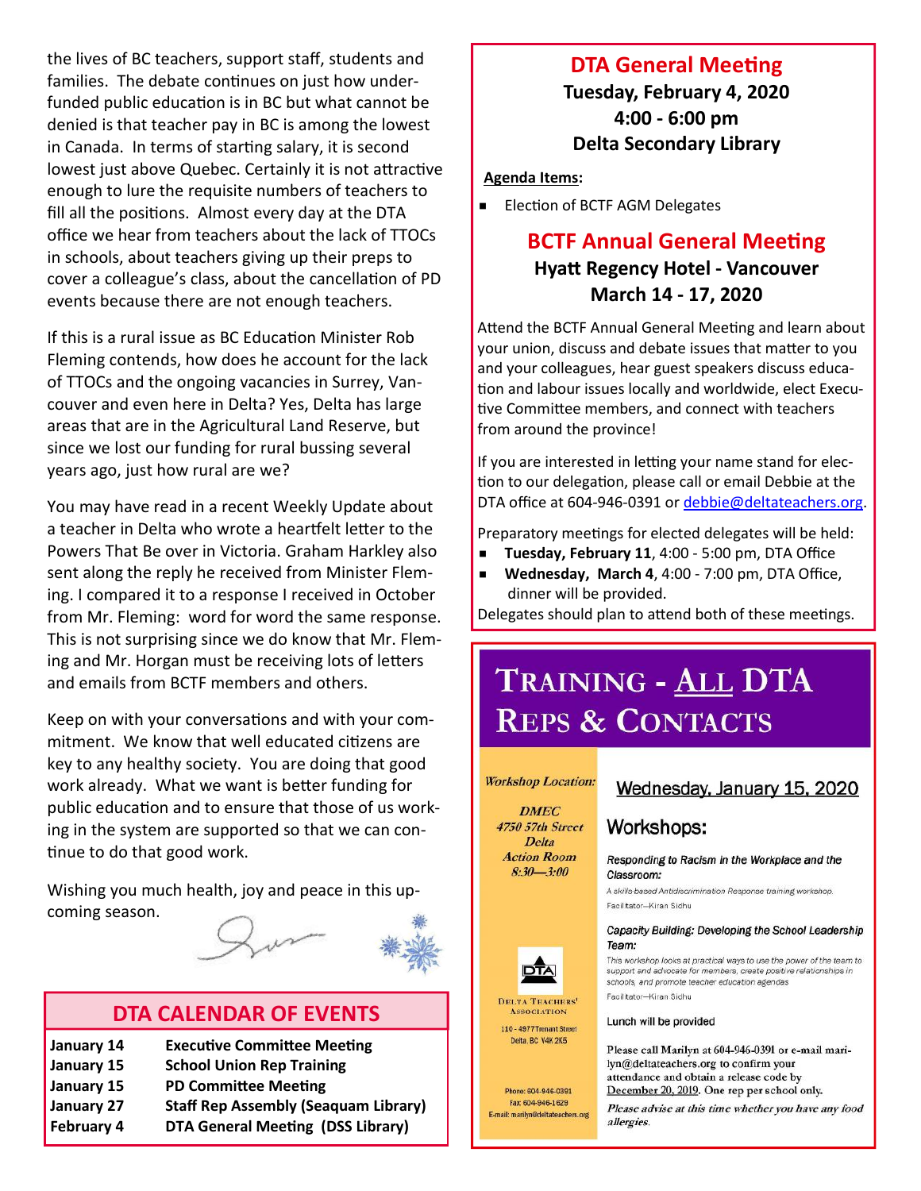the lives of BC teachers, support staff, students and families. The debate continues on just how under-funded public education is in BC but what cannot be denied is that teacher pay in BC is among the lowest in Canada. In terms of starting salary, it is second lowest just above Quebec. Certainly it is not attractive enough to lure the requisite numbers of teachers to fill all the positions. Almost every day at the DTA office we hear from teachers about the lack of TTOCs in schools, about teachers giving up their preps to cover a colleague's class, about the cancellation of PD events because there are not enough teachers.

If this is a rural issue as BC Education Minister Rob Fleming contends, how does he account for the lack of TTOCs and the ongoing vacancies in Surrey, Vancouver and even here in Delta? Yes, Delta has large areas that are in the Agricultural Land Reserve, but since we lost our funding for rural bussing several years ago, just how rural are we?

You may have read in a recent Weekly Update about a teacher in Delta who wrote a heartfelt letter to the Powers That Be over in Victoria. Graham Harkley also sent along the reply he received from Minister Fleming. I compared it to a response I received in October from Mr. Fleming: word for word the same response. This is not surprising since we do know that Mr. Fleming and Mr. Horgan must be receiving lots of letters and emails from BCTF members and others.

Keep on with your conversations and with your commitment. We know that well educated citizens are key to any healthy society. You are doing that good work already. What we want is better funding for public education and to ensure that those of us working in the system are supported so that we can continue to do that good work.

Wishing you much health, joy and peace in this upcoming season.

## DTA CALENDAR OF EVENTS

| | |
|---|---|
| **January 14** | **Executive Committee Meeting** |
| **January 15** | **School Union Rep Training** |
| **January 15** | **PD Committee Meeting** |
| **January 27** | **Staff Rep Assembly (Seaquam Library)** |
| **February 4** | **DTA General Meeting (DSS Library)** |

## DTA General Meeting

**Tuesday, February 4, 2020**
**4:00 - 6:00 pm**
**Delta Secondary Library**

**Agenda Items:**

- Election of BCTF AGM Delegates

## BCTF Annual General Meeting

**Hyatt Regency Hotel - Vancouver**
**March 14 - 17, 2020**

Attend the BCTF Annual General Meeting and learn about your union, discuss and debate issues that matter to you and your colleagues, hear guest speakers discuss education and labour issues locally and worldwide, elect Executive Committee members, and connect with teachers from around the province!

If you are interested in letting your name stand for election to our delegation, please call or email Debbie at the DTA office at 604-946-0391 or debbie@deltateachers.org.

Preparatory meetings for elected delegates will be held:

- **Tuesday, February 11**, 4:00 - 5:00 pm, DTA Office
- **Wednesday, March 4**, 4:00 - 7:00 pm, DTA Office, dinner will be provided.

Delegates should plan to attend both of these meetings.

## TRAINING - ALL DTA REPS & CONTACTS

*Workshop Location:*

*DMEC*
*4750 57th Street*
*Delta*
*Action Room*
*8:30—3:00*

DELTA TEACHERS' ASSOCIATION
110 - 4977 Trenant Street
Delta, BC V4K 2K5
Phone: 604-946-0391
Fax: 604-946-1629
E-mail: marilyn@deltateachers.org

**Wednesday, January 15, 2020**

### Workshops:

*Responding to Racism in the Workplace and the Classroom:*

*A skills-based Antidiscrimination Response training workshop.*

Facilitator—Kiran Sidhu

*Capacity Building: Developing the School Leadership Team:*

This workshop looks at practical ways to use the power of the team to support and advocate for members, create positive relationships in schools, and promote teacher education agendas

Facilitator—Kiran Sidhu

Lunch will be provided

Please call Marilyn at 604-946-0391 or e-mail marilyn@deltateachers.org to confirm your attendance and obtain a release code by December 20, 2019. One rep per school only.

*Please advise at this time whether you have any food allergies.*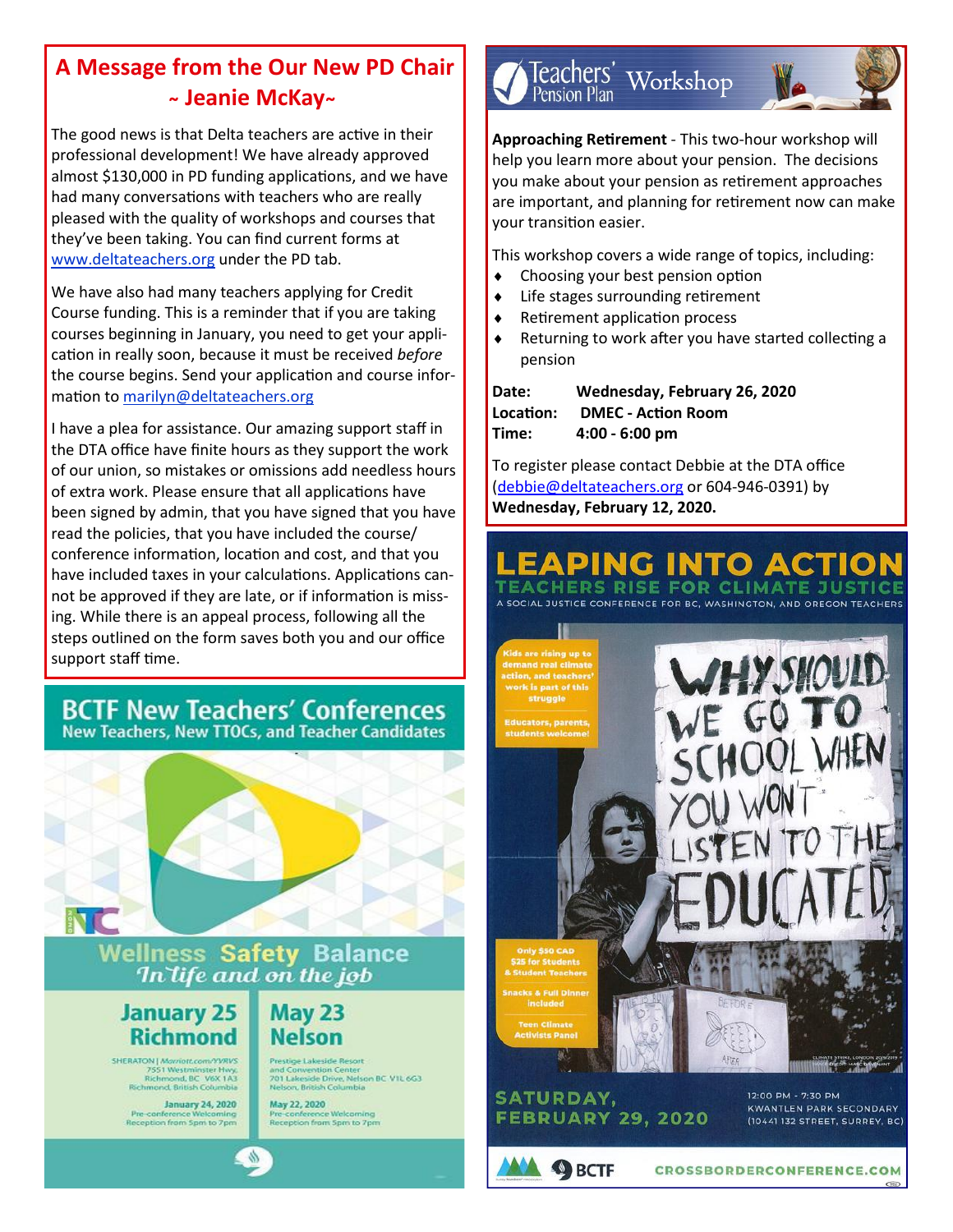# A Message from the Our New PD Chair ~ Jeanie McKay~

The good news is that Delta teachers are active in their professional development! We have already approved almost $130,000 in PD funding applications, and we have had many conversations with teachers who are really pleased with the quality of workshops and courses that they've been taking. You can find current forms at www.deltateachers.org under the PD tab.

We have also had many teachers applying for Credit Course funding. This is a reminder that if you are taking courses beginning in January, you need to get your application in really soon, because it must be received *before* the course begins. Send your application and course information to marilyn@deltateachers.org

I have a plea for assistance. Our amazing support staff in the DTA office have finite hours as they support the work of our union, so mistakes or omissions add needless hours of extra work. Please ensure that all applications have been signed by admin, that you have signed that you have read the policies, that you have included the course/conference information, location and cost, and that you have included taxes in your calculations. Applications cannot be approved if they are late, or if information is missing. While there is an appeal process, following all the steps outlined on the form saves both you and our office support staff time.

## BCTF New Teachers' Conferences

New Teachers, New TTOCs, and Teacher Candidates

**Wellness Safety Balance**
*In life and on the job*

**January 25 Richmond**

SHERATON | Marriott.com/YVRVS
7551 Westminster Hwy, Richmond, BC V6X 1A3
Richmond, British Columbia

January 24, 2020
Pre-conference Welcoming Reception from 5pm to 7pm

**May 23 Nelson**

Prestige Lakeside Resort and Convention Center
701 Lakeside Drive, Nelson BC V1L 6G3
Nelson, British Columbia

May 22, 2020
Pre-conference Welcoming Reception from 5pm to 7pm

## Teachers' Pension Plan Workshop

**Approaching Retirement** - This two-hour workshop will help you learn more about your pension. The decisions you make about your pension as retirement approaches are important, and planning for retirement now can make your transition easier.

This workshop covers a wide range of topics, including:

- Choosing your best pension option
- Life stages surrounding retirement
- Retirement application process
- Returning to work after you have started collecting a pension

**Date:** **Wednesday, February 26, 2020**
**Location:** **DMEC - Action Room**
**Time:** **4:00 - 6:00 pm**

To register please contact Debbie at the DTA office (debbie@deltateachers.org or 604-946-0391) by **Wednesday, February 12, 2020.**

## LEAPING INTO ACTION

### TEACHERS RISE FOR CLIMATE JUSTICE

A SOCIAL JUSTICE CONFERENCE FOR BC, WASHINGTON, AND OREGON TEACHERS

Kids are rising up to demand real climate action, and teachers' work is part of this struggle

Educators, parents, students welcome!

Only $50 CAD
$25 for Students & Student Teachers

Snacks & Full Dinner included

Teen Climate Activists Panel

**SATURDAY, FEBRUARY 29, 2020**

12:00 PM - 7:30 PM
KWANTLEN PARK SECONDARY
(10441 132 STREET, SURREY, BC)

BCTF

CROSSBORDERCONFERENCE.COM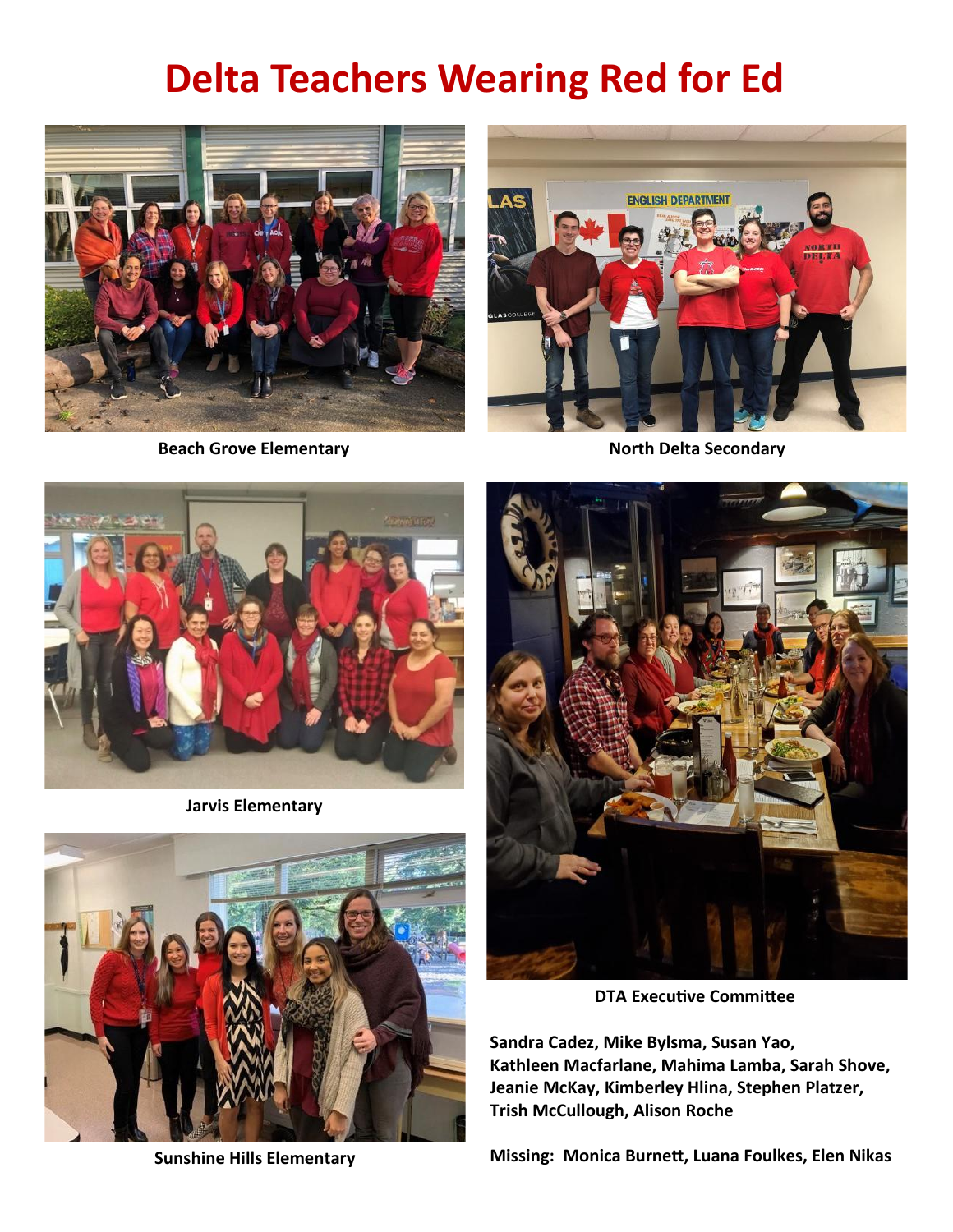# Delta Teachers Wearing Red for Ed

Beach Grove Elementary

North Delta Secondary

Jarvis Elementary

Sunshine Hills Elementary

DTA Executive Committee

**Sandra Cadez, Mike Bylsma, Susan Yao, Kathleen Macfarlane, Mahima Lamba, Sarah Shove, Jeanie McKay, Kimberley Hlina, Stephen Platzer, Trish McCullough, Alison Roche**

**Missing: Monica Burnett, Luana Foulkes, Elen Nikas**